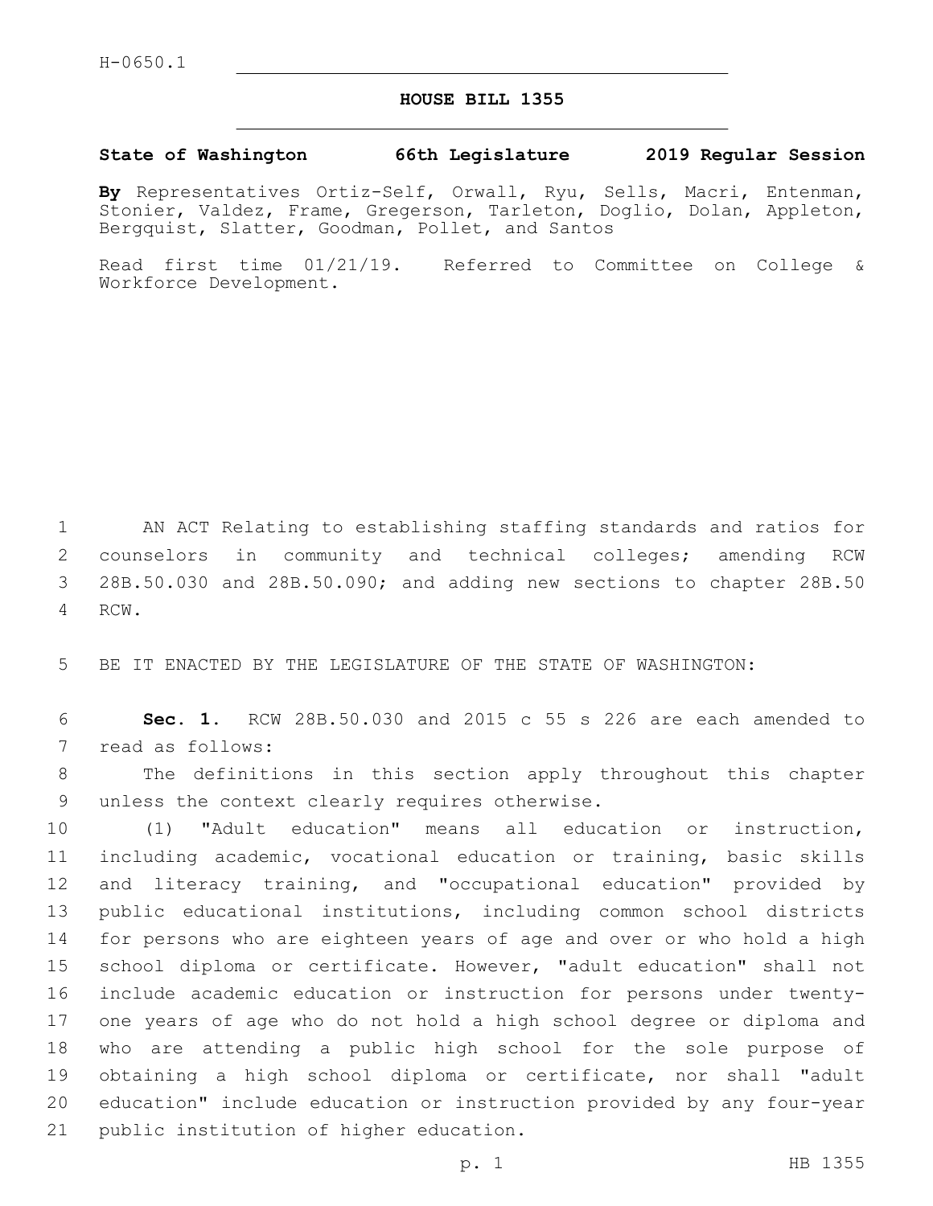H-0650.1

# HOUSE BILL 1355

**State of Washington 66th Legislature 2019 Regular Session**

**By** Representatives Ortiz-Self, Orwall, Ryu, Sells, Macri, Entenman, Stonier, Valdez, Frame, Gregerson, Tarleton, Doglio, Dolan, Appleton, Bergquist, Slatter, Goodman, Pollet, and Santos

Read first time 01/21/19. Referred to Committee on College & Workforce Development.

AN ACT Relating to establishing staffing standards and ratios for counselors in community and technical colleges; amending RCW 28B.50.030 and 28B.50.090; and adding new sections to chapter 28B.50 RCW.

BE IT ENACTED BY THE LEGISLATURE OF THE STATE OF WASHINGTON:

**Sec. 1.** RCW 28B.50.030 and 2015 c 55 s 226 are each amended to read as follows:

The definitions in this section apply throughout this chapter unless the context clearly requires otherwise.

(1) "Adult education" means all education or instruction, including academic, vocational education or training, basic skills and literacy training, and "occupational education" provided by public educational institutions, including common school districts for persons who are eighteen years of age and over or who hold a high school diploma or certificate. However, "adult education" shall not include academic education or instruction for persons under twenty-one years of age who do not hold a high school degree or diploma and who are attending a public high school for the sole purpose of obtaining a high school diploma or certificate, nor shall "adult education" include education or instruction provided by any four-year public institution of higher education.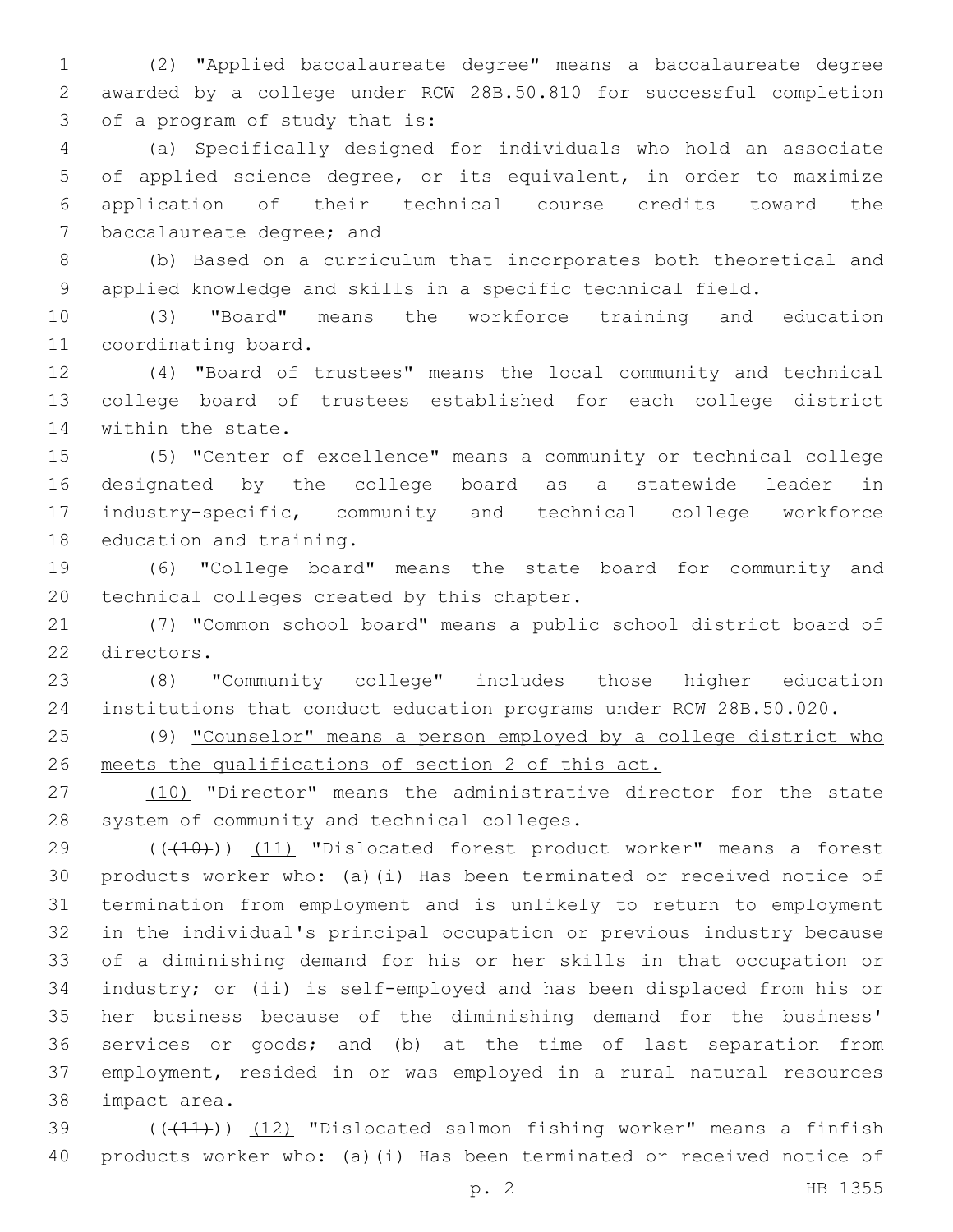(2) "Applied baccalaureate degree" means a baccalaureate degree awarded by a college under RCW 28B.50.810 for successful completion of a program of study that is:

(a) Specifically designed for individuals who hold an associate of applied science degree, or its equivalent, in order to maximize application of their technical course credits toward the baccalaureate degree; and

(b) Based on a curriculum that incorporates both theoretical and applied knowledge and skills in a specific technical field.

(3) "Board" means the workforce training and education coordinating board.

(4) "Board of trustees" means the local community and technical college board of trustees established for each college district within the state.

(5) "Center of excellence" means a community or technical college designated by the college board as a statewide leader in industry-specific, community and technical college workforce education and training.

(6) "College board" means the state board for community and technical colleges created by this chapter.

(7) "Common school board" means a public school district board of directors.

(8) "Community college" includes those higher education institutions that conduct education programs under RCW 28B.50.020.

(9) <u>"Counselor" means a person employed by a college district who meets the qualifications of section 2 of this act.</u>

<u>(10)</u> "Director" means the administrative director for the state system of community and technical colleges.

((~~(10)~~)) <u>(11)</u> "Dislocated forest product worker" means a forest products worker who: (a)(i) Has been terminated or received notice of termination from employment and is unlikely to return to employment in the individual's principal occupation or previous industry because of a diminishing demand for his or her skills in that occupation or industry; or (ii) is self-employed and has been displaced from his or her business because of the diminishing demand for the business' services or goods; and (b) at the time of last separation from employment, resided in or was employed in a rural natural resources impact area.

((~~(11)~~)) <u>(12)</u> "Dislocated salmon fishing worker" means a finfish products worker who: (a)(i) Has been terminated or received notice of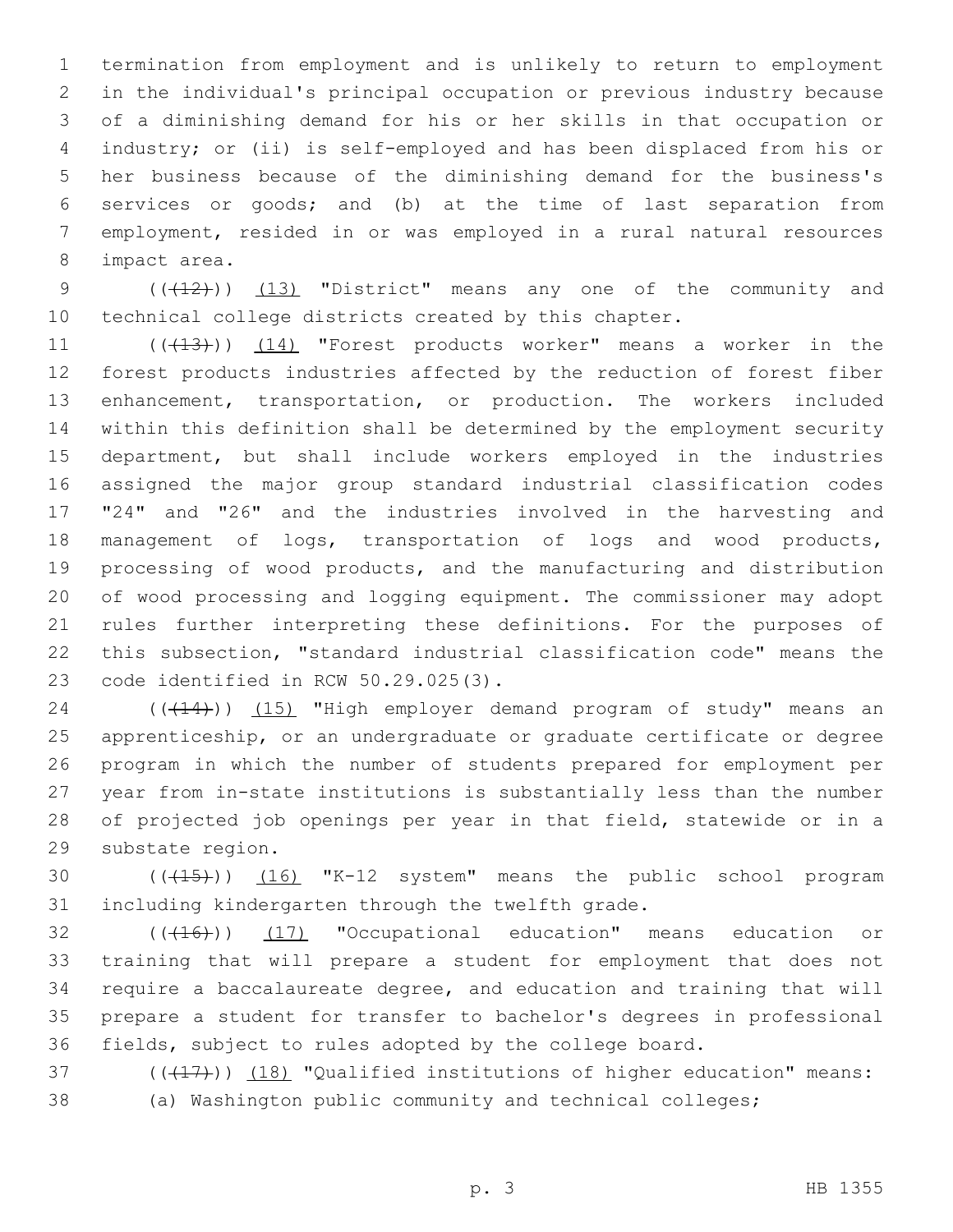termination from employment and is unlikely to return to employment in the individual's principal occupation or previous industry because of a diminishing demand for his or her skills in that occupation or industry; or (ii) is self-employed and has been displaced from his or her business because of the diminishing demand for the business's services or goods; and (b) at the time of last separation from employment, resided in or was employed in a rural natural resources impact area.

(((12))) (13) "District" means any one of the community and technical college districts created by this chapter.

(((13))) (14) "Forest products worker" means a worker in the forest products industries affected by the reduction of forest fiber enhancement, transportation, or production. The workers included within this definition shall be determined by the employment security department, but shall include workers employed in the industries assigned the major group standard industrial classification codes "24" and "26" and the industries involved in the harvesting and management of logs, transportation of logs and wood products, processing of wood products, and the manufacturing and distribution of wood processing and logging equipment. The commissioner may adopt rules further interpreting these definitions. For the purposes of this subsection, "standard industrial classification code" means the code identified in RCW 50.29.025(3).

(((14))) (15) "High employer demand program of study" means an apprenticeship, or an undergraduate or graduate certificate or degree program in which the number of students prepared for employment per year from in-state institutions is substantially less than the number of projected job openings per year in that field, statewide or in a substate region.

(((15))) (16) "K-12 system" means the public school program including kindergarten through the twelfth grade.

(((16))) (17) "Occupational education" means education or training that will prepare a student for employment that does not require a baccalaureate degree, and education and training that will prepare a student for transfer to bachelor's degrees in professional fields, subject to rules adopted by the college board.

(((17))) (18) "Qualified institutions of higher education" means:

(a) Washington public community and technical colleges;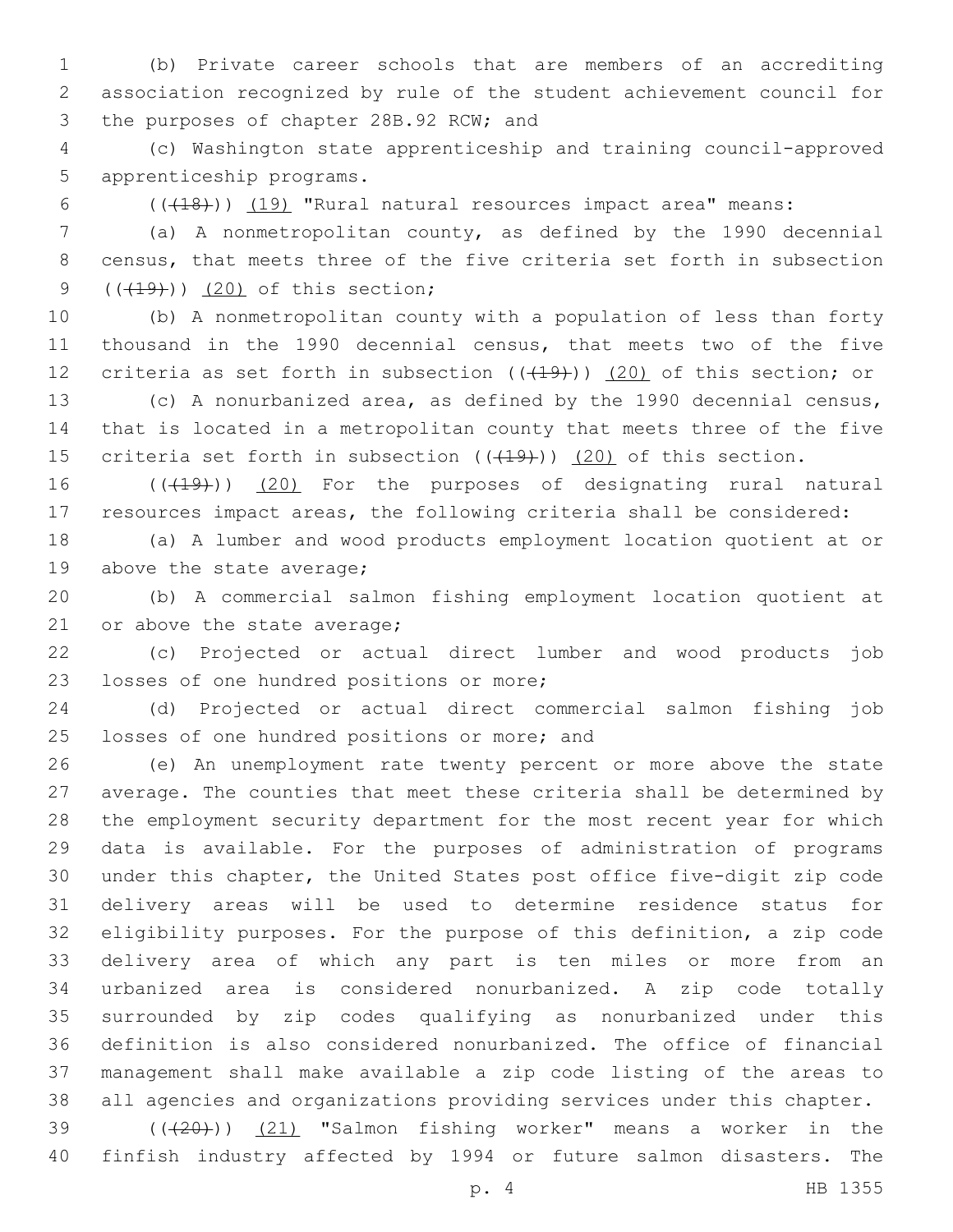(b) Private career schools that are members of an accrediting association recognized by rule of the student achievement council for the purposes of chapter 28B.92 RCW; and

(c) Washington state apprenticeship and training council-approved apprenticeship programs.

~~((18))~~ (19) "Rural natural resources impact area" means:

(a) A nonmetropolitan county, as defined by the 1990 decennial census, that meets three of the five criteria set forth in subsection ~~((19))~~ (20) of this section;

(b) A nonmetropolitan county with a population of less than forty thousand in the 1990 decennial census, that meets two of the five criteria as set forth in subsection ~~((19))~~ (20) of this section; or

(c) A nonurbanized area, as defined by the 1990 decennial census, that is located in a metropolitan county that meets three of the five criteria set forth in subsection ~~((19))~~ (20) of this section.

~~((19))~~ (20) For the purposes of designating rural natural resources impact areas, the following criteria shall be considered:

(a) A lumber and wood products employment location quotient at or above the state average;

(b) A commercial salmon fishing employment location quotient at or above the state average;

(c) Projected or actual direct lumber and wood products job losses of one hundred positions or more;

(d) Projected or actual direct commercial salmon fishing job losses of one hundred positions or more; and

(e) An unemployment rate twenty percent or more above the state average. The counties that meet these criteria shall be determined by the employment security department for the most recent year for which data is available. For the purposes of administration of programs under this chapter, the United States post office five-digit zip code delivery areas will be used to determine residence status for eligibility purposes. For the purpose of this definition, a zip code delivery area of which any part is ten miles or more from an urbanized area is considered nonurbanized. A zip code totally surrounded by zip codes qualifying as nonurbanized under this definition is also considered nonurbanized. The office of financial management shall make available a zip code listing of the areas to all agencies and organizations providing services under this chapter.

~~((20))~~ (21) "Salmon fishing worker" means a worker in the finfish industry affected by 1994 or future salmon disasters. The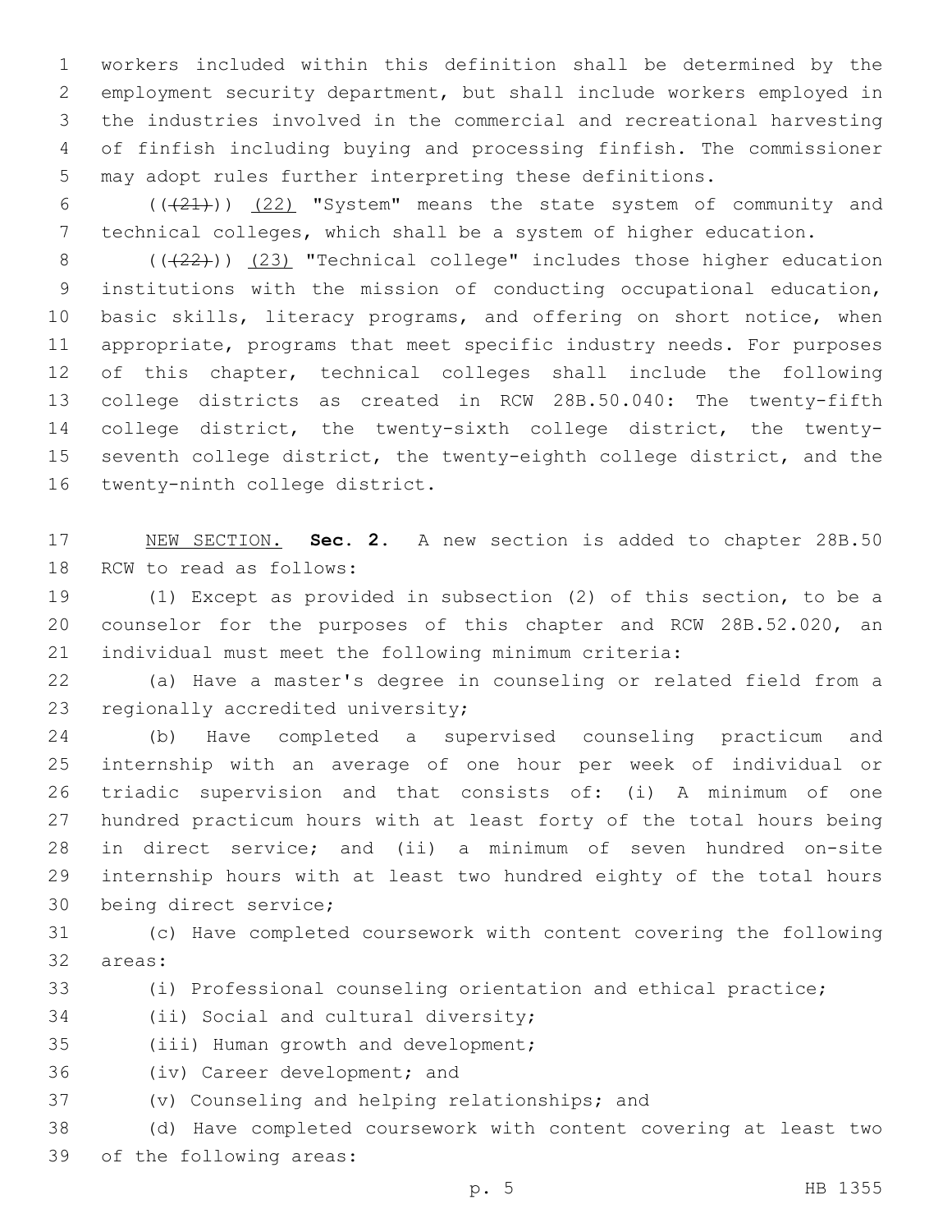workers included within this definition shall be determined by the employment security department, but shall include workers employed in the industries involved in the commercial and recreational harvesting of finfish including buying and processing finfish. The commissioner may adopt rules further interpreting these definitions.

~~((21))~~ (22) "System" means the state system of community and technical colleges, which shall be a system of higher education.

~~((22))~~ (23) "Technical college" includes those higher education institutions with the mission of conducting occupational education, basic skills, literacy programs, and offering on short notice, when appropriate, programs that meet specific industry needs. For purposes of this chapter, technical colleges shall include the following college districts as created in RCW 28B.50.040: The twenty-fifth college district, the twenty-sixth college district, the twenty-seventh college district, the twenty-eighth college district, and the twenty-ninth college district.

NEW SECTION. **Sec. 2.** A new section is added to chapter 28B.50 RCW to read as follows:

(1) Except as provided in subsection (2) of this section, to be a counselor for the purposes of this chapter and RCW 28B.52.020, an individual must meet the following minimum criteria:

(a) Have a master's degree in counseling or related field from a regionally accredited university;

(b) Have completed a supervised counseling practicum and internship with an average of one hour per week of individual or triadic supervision and that consists of: (i) A minimum of one hundred practicum hours with at least forty of the total hours being in direct service; and (ii) a minimum of seven hundred on-site internship hours with at least two hundred eighty of the total hours being direct service;

(c) Have completed coursework with content covering the following areas:

(i) Professional counseling orientation and ethical practice;

(ii) Social and cultural diversity;

(iii) Human growth and development;

(iv) Career development; and

(v) Counseling and helping relationships; and

(d) Have completed coursework with content covering at least two of the following areas: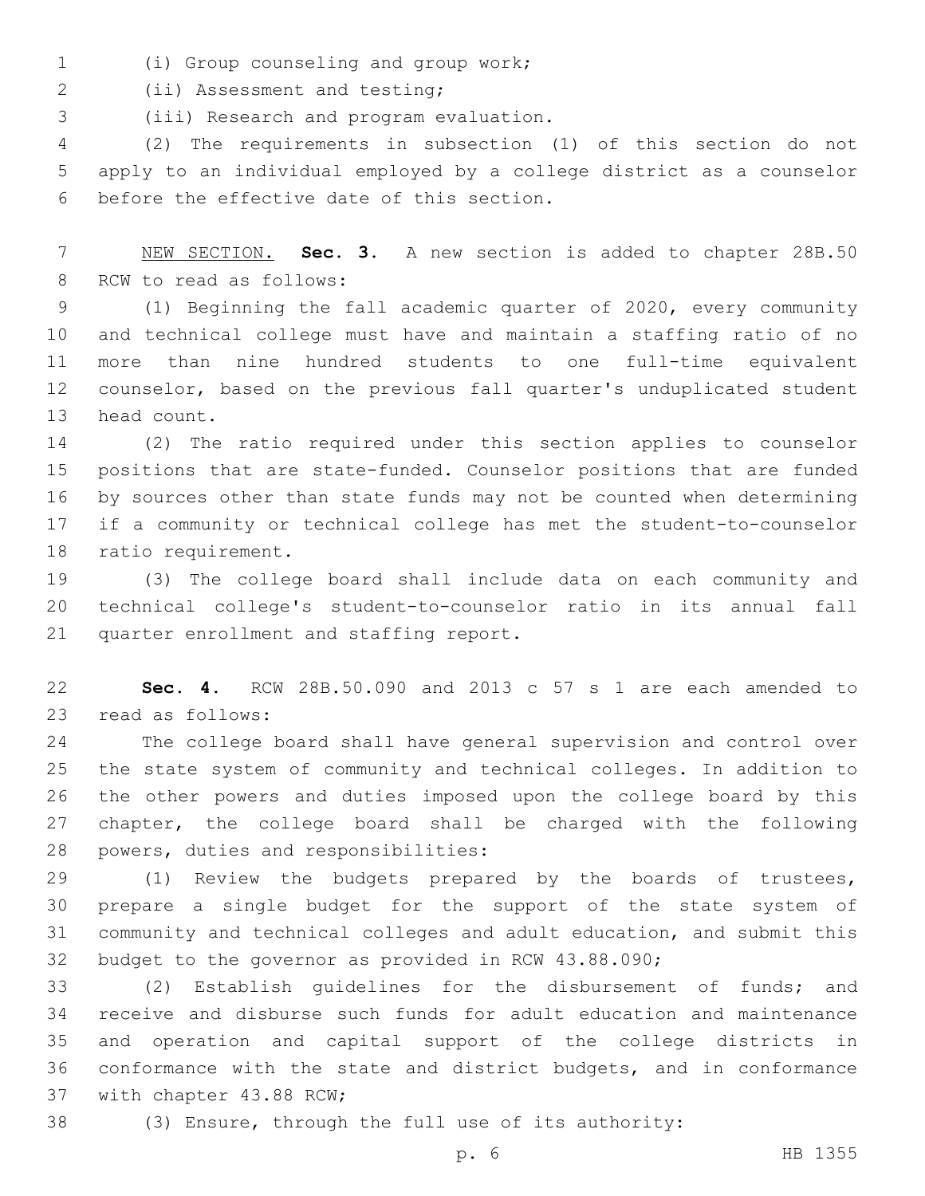(i) Group counseling and group work;

(ii) Assessment and testing;

(iii) Research and program evaluation.

(2) The requirements in subsection (1) of this section do not apply to an individual employed by a college district as a counselor before the effective date of this section.

NEW SECTION. **Sec. 3.** A new section is added to chapter 28B.50 RCW to read as follows:

(1) Beginning the fall academic quarter of 2020, every community and technical college must have and maintain a staffing ratio of no more than nine hundred students to one full-time equivalent counselor, based on the previous fall quarter's unduplicated student head count.

(2) The ratio required under this section applies to counselor positions that are state-funded. Counselor positions that are funded by sources other than state funds may not be counted when determining if a community or technical college has met the student-to-counselor ratio requirement.

(3) The college board shall include data on each community and technical college's student-to-counselor ratio in its annual fall quarter enrollment and staffing report.

**Sec. 4.** RCW 28B.50.090 and 2013 c 57 s 1 are each amended to read as follows:

The college board shall have general supervision and control over the state system of community and technical colleges. In addition to the other powers and duties imposed upon the college board by this chapter, the college board shall be charged with the following powers, duties and responsibilities:

(1) Review the budgets prepared by the boards of trustees, prepare a single budget for the support of the state system of community and technical colleges and adult education, and submit this budget to the governor as provided in RCW 43.88.090;

(2) Establish guidelines for the disbursement of funds; and receive and disburse such funds for adult education and maintenance and operation and capital support of the college districts in conformance with the state and district budgets, and in conformance with chapter 43.88 RCW;

(3) Ensure, through the full use of its authority: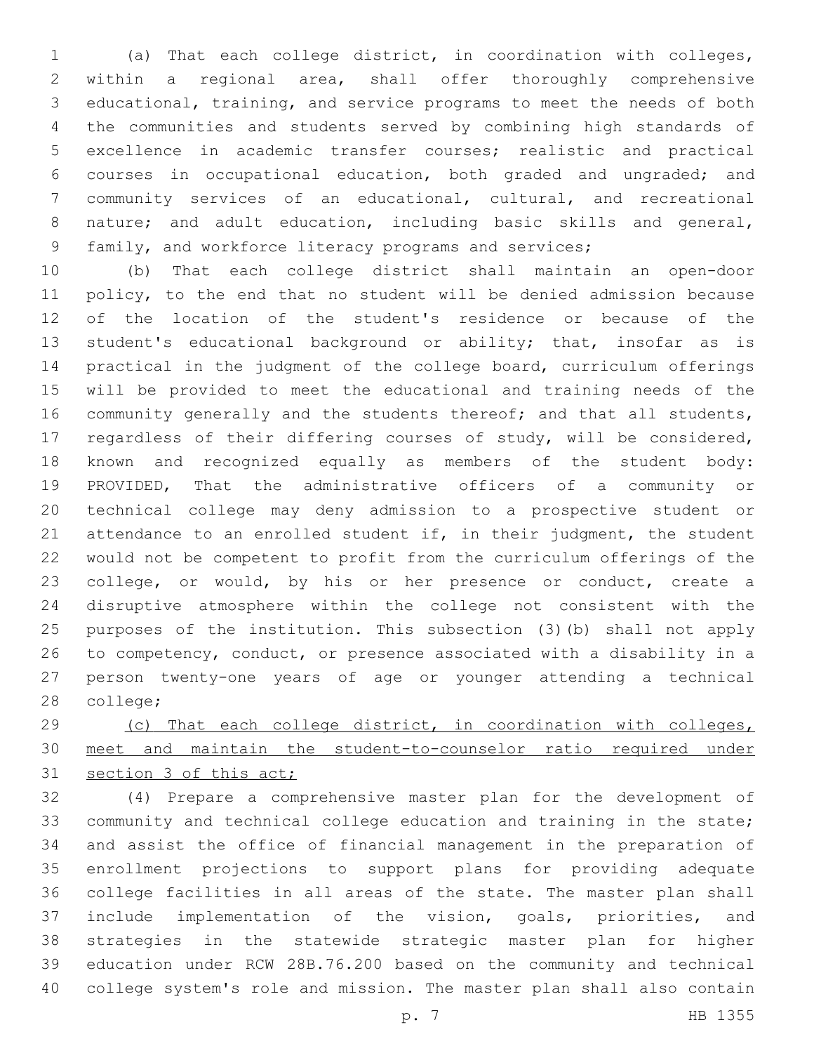(a) That each college district, in coordination with colleges, within a regional area, shall offer thoroughly comprehensive educational, training, and service programs to meet the needs of both the communities and students served by combining high standards of excellence in academic transfer courses; realistic and practical courses in occupational education, both graded and ungraded; and community services of an educational, cultural, and recreational nature; and adult education, including basic skills and general, family, and workforce literacy programs and services;

(b) That each college district shall maintain an open-door policy, to the end that no student will be denied admission because of the location of the student's residence or because of the student's educational background or ability; that, insofar as is practical in the judgment of the college board, curriculum offerings will be provided to meet the educational and training needs of the community generally and the students thereof; and that all students, regardless of their differing courses of study, will be considered, known and recognized equally as members of the student body: PROVIDED, That the administrative officers of a community or technical college may deny admission to a prospective student or attendance to an enrolled student if, in their judgment, the student would not be competent to profit from the curriculum offerings of the college, or would, by his or her presence or conduct, create a disruptive atmosphere within the college not consistent with the purposes of the institution. This subsection (3)(b) shall not apply to competency, conduct, or presence associated with a disability in a person twenty-one years of age or younger attending a technical college;

<u>(c) That each college district, in coordination with colleges, meet and maintain the student-to-counselor ratio required under section 3 of this act;</u>

(4) Prepare a comprehensive master plan for the development of community and technical college education and training in the state; and assist the office of financial management in the preparation of enrollment projections to support plans for providing adequate college facilities in all areas of the state. The master plan shall include implementation of the vision, goals, priorities, and strategies in the statewide strategic master plan for higher education under RCW 28B.76.200 based on the community and technical college system's role and mission. The master plan shall also contain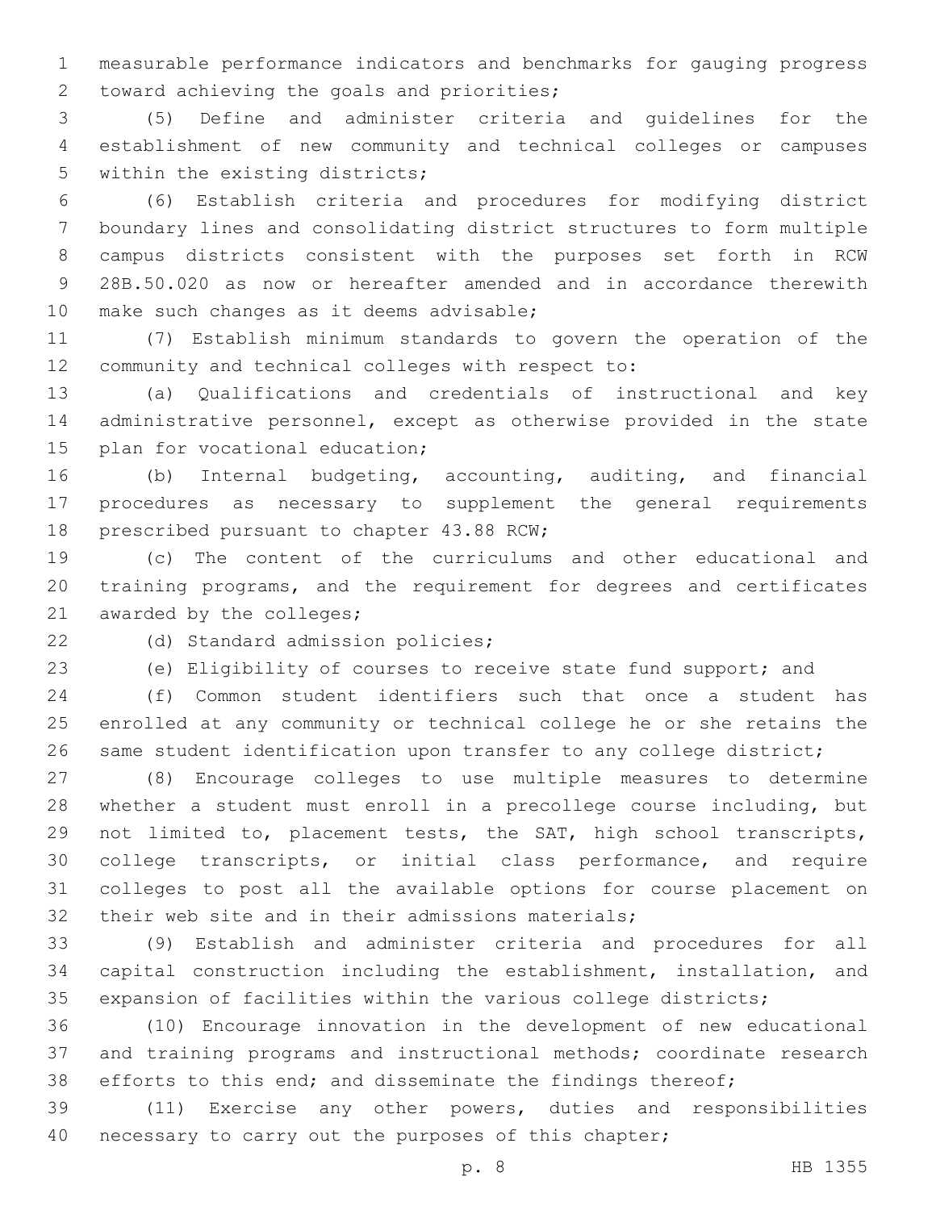measurable performance indicators and benchmarks for gauging progress toward achieving the goals and priorities;

(5) Define and administer criteria and guidelines for the establishment of new community and technical colleges or campuses within the existing districts;

(6) Establish criteria and procedures for modifying district boundary lines and consolidating district structures to form multiple campus districts consistent with the purposes set forth in RCW 28B.50.020 as now or hereafter amended and in accordance therewith make such changes as it deems advisable;

(7) Establish minimum standards to govern the operation of the community and technical colleges with respect to:

(a) Qualifications and credentials of instructional and key administrative personnel, except as otherwise provided in the state plan for vocational education;

(b) Internal budgeting, accounting, auditing, and financial procedures as necessary to supplement the general requirements prescribed pursuant to chapter 43.88 RCW;

(c) The content of the curriculums and other educational and training programs, and the requirement for degrees and certificates awarded by the colleges;

(d) Standard admission policies;

(e) Eligibility of courses to receive state fund support; and

(f) Common student identifiers such that once a student has enrolled at any community or technical college he or she retains the same student identification upon transfer to any college district;

(8) Encourage colleges to use multiple measures to determine whether a student must enroll in a precollege course including, but not limited to, placement tests, the SAT, high school transcripts, college transcripts, or initial class performance, and require colleges to post all the available options for course placement on their web site and in their admissions materials;

(9) Establish and administer criteria and procedures for all capital construction including the establishment, installation, and expansion of facilities within the various college districts;

(10) Encourage innovation in the development of new educational and training programs and instructional methods; coordinate research efforts to this end; and disseminate the findings thereof;

(11) Exercise any other powers, duties and responsibilities necessary to carry out the purposes of this chapter;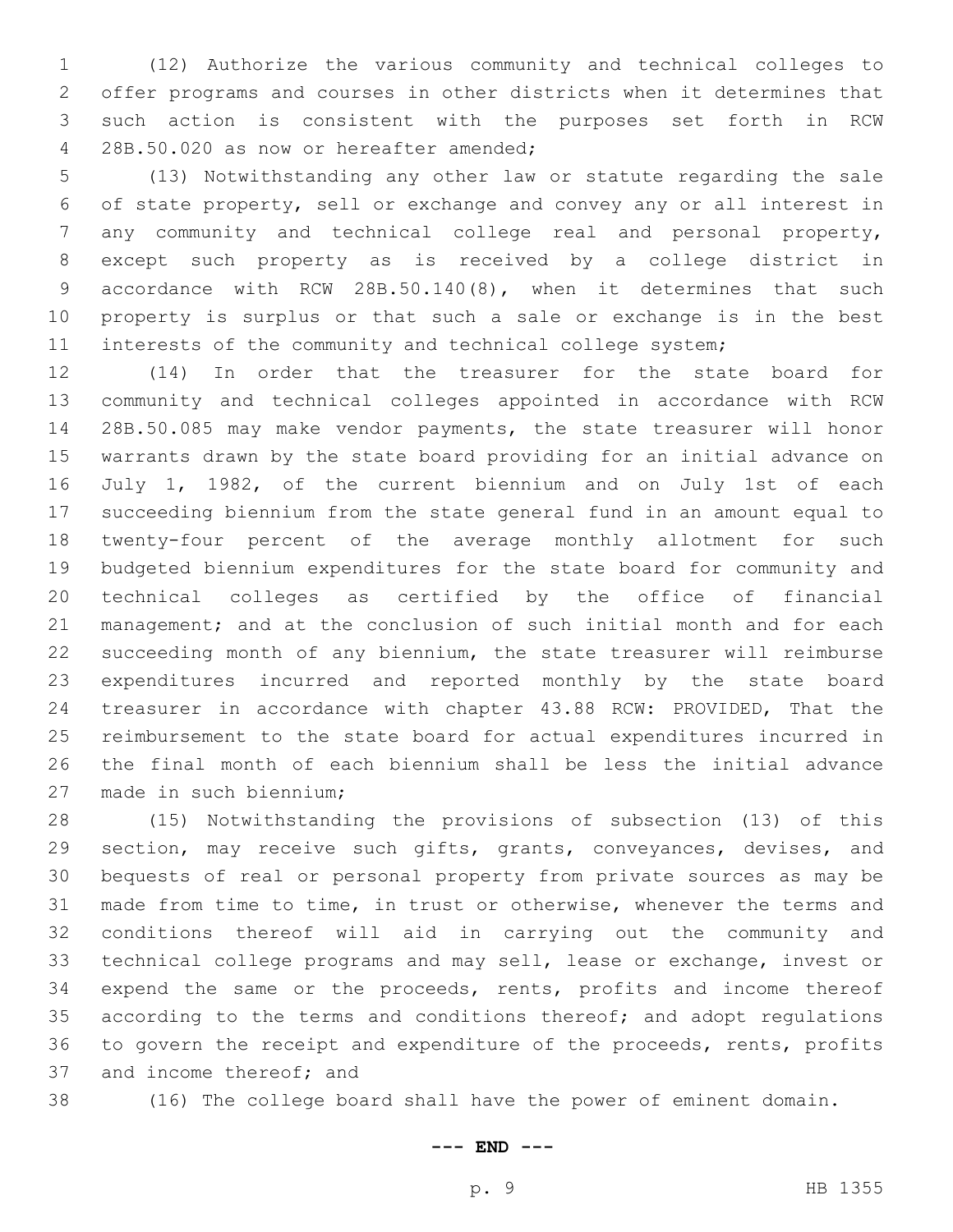(12) Authorize the various community and technical colleges to offer programs and courses in other districts when it determines that such action is consistent with the purposes set forth in RCW 28B.50.020 as now or hereafter amended;

(13) Notwithstanding any other law or statute regarding the sale of state property, sell or exchange and convey any or all interest in any community and technical college real and personal property, except such property as is received by a college district in accordance with RCW 28B.50.140(8), when it determines that such property is surplus or that such a sale or exchange is in the best interests of the community and technical college system;

(14) In order that the treasurer for the state board for community and technical colleges appointed in accordance with RCW 28B.50.085 may make vendor payments, the state treasurer will honor warrants drawn by the state board providing for an initial advance on July 1, 1982, of the current biennium and on July 1st of each succeeding biennium from the state general fund in an amount equal to twenty-four percent of the average monthly allotment for such budgeted biennium expenditures for the state board for community and technical colleges as certified by the office of financial management; and at the conclusion of such initial month and for each succeeding month of any biennium, the state treasurer will reimburse expenditures incurred and reported monthly by the state board treasurer in accordance with chapter 43.88 RCW: PROVIDED, That the reimbursement to the state board for actual expenditures incurred in the final month of each biennium shall be less the initial advance made in such biennium;

(15) Notwithstanding the provisions of subsection (13) of this section, may receive such gifts, grants, conveyances, devises, and bequests of real or personal property from private sources as may be made from time to time, in trust or otherwise, whenever the terms and conditions thereof will aid in carrying out the community and technical college programs and may sell, lease or exchange, invest or expend the same or the proceeds, rents, profits and income thereof according to the terms and conditions thereof; and adopt regulations to govern the receipt and expenditure of the proceeds, rents, profits and income thereof; and

(16) The college board shall have the power of eminent domain.

**--- END ---**